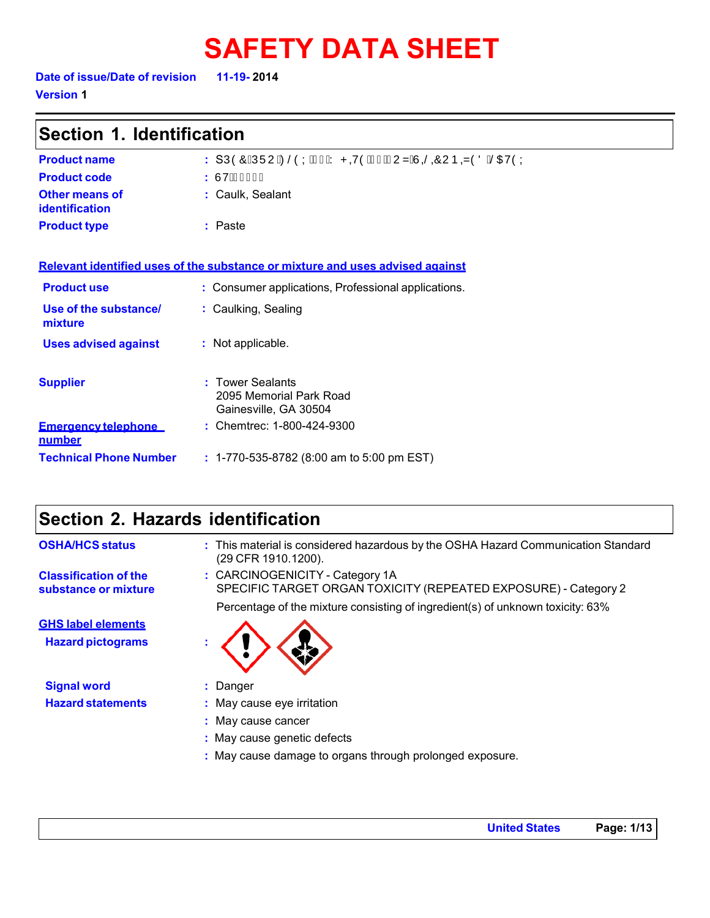# SAFETY DATA SHEET

**Date of issue/Date of revision** 11-19- **2014**

**Version 1**

## Section 1. Identification

| | | |
|---|---|---|
| **Product name** | : | S3( &35 2)/(; : +,7( 2 =6/,&21,=(' /$7(; |
| **Product code** | : | 67 |
| **Other means of identification** | : | Caulk, Sealant |
| **Product type** | : | Paste |

**Relevant identified uses of the substance or mixture and uses advised against**

| | | |
|---|---|---|
| **Product use** | : | Consumer applications, Professional applications. |
| **Use of the substance/ mixture** | : | Caulking, Sealing |
| **Uses advised against** | : | Not applicable. |

| | | |
|---|---|---|
| **Supplier** | : | Tower Sealants<br>2095 Memorial Park Road<br>Gainesville, GA 30504 |
| **Emergency telephone number** | : | Chemtrec: 1-800-424-9300 |
| **Technical Phone Number** | : | 1-770-535-8782 (8:00 am to 5:00 pm EST) |

## Section 2. Hazards identification

| | | |
|---|---|---|
| **OSHA/HCS status** | : | This material is considered hazardous by the OSHA Hazard Communication Standard (29 CFR 1910.1200). |
| **Classification of the substance or mixture** | : | CARCINOGENICITY - Category 1A<br>SPECIFIC TARGET ORGAN TOXICITY (REPEATED EXPOSURE) - Category 2<br>Percentage of the mixture consisting of ingredient(s) of unknown toxicity: 63% |

**GHS label elements**

| | | |
|---|---|---|
| **Hazard pictograms** | : | |
| **Signal word** | : | Danger |
| **Hazard statements** | : | May cause eye irritation |
| | : | May cause cancer |
| | : | May cause genetic defects |
| | : | May cause damage to organs through prolonged exposure. |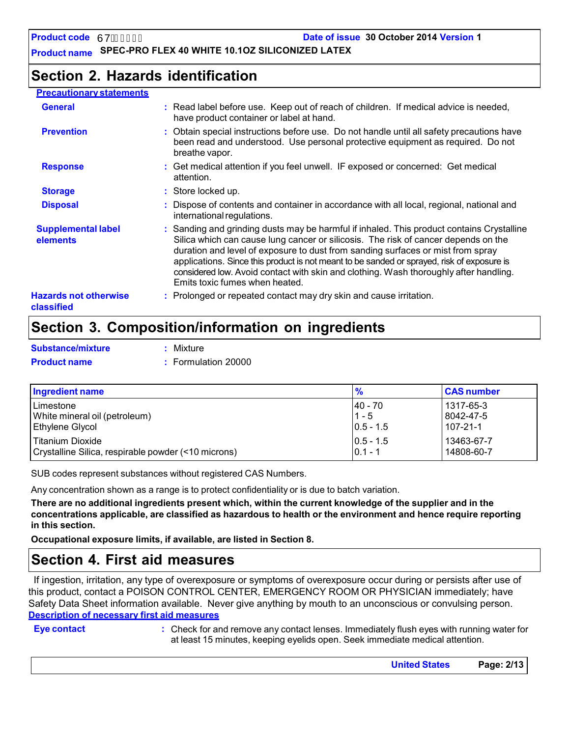## Section 2. Hazards identification

**Precautionary statements**

**General** : Read label before use. Keep out of reach of children. If medical advice is needed, have product container or label at hand.

**Prevention** : Obtain special instructions before use. Do not handle until all safety precautions have been read and understood. Use personal protective equipment as required. Do not breathe vapor.

**Response** : Get medical attention if you feel unwell. IF exposed or concerned: Get medical attention.

**Storage** : Store locked up.

**Disposal** : Dispose of contents and container in accordance with all local, regional, national and international regulations.

**Supplemental label elements** : Sanding and grinding dusts may be harmful if inhaled. This product contains Crystalline Silica which can cause lung cancer or silicosis. The risk of cancer depends on the duration and level of exposure to dust from sanding surfaces or mist from spray applications. Since this product is not meant to be sanded or sprayed, risk of exposure is considered low. Avoid contact with skin and clothing. Wash thoroughly after handling. Emits toxic fumes when heated.

**Hazards not otherwise classified** : Prolonged or repeated contact may dry skin and cause irritation.

## Section 3. Composition/information on ingredients

**Substance/mixture** : Mixture

**Product name** : Formulation 20000

| Ingredient name | % | CAS number |
| --- | --- | --- |
| Limestone | 40 - 70 | 1317-65-3 |
| White mineral oil (petroleum) | 1 - 5 | 8042-47-5 |
| Ethylene Glycol | 0.5 - 1.5 | 107-21-1 |
| Titanium Dioxide | 0.5 - 1.5 | 13463-67-7 |
| Crystalline Silica, respirable powder (<10 microns) | 0.1 - 1 | 14808-60-7 |

SUB codes represent substances without registered CAS Numbers.

Any concentration shown as a range is to protect confidentiality or is due to batch variation.

**There are no additional ingredients present which, within the current knowledge of the supplier and in the concentrations applicable, are classified as hazardous to health or the environment and hence require reporting in this section.**

**Occupational exposure limits, if available, are listed in Section 8.**

## Section 4. First aid measures

If ingestion, irritation, any type of overexposure or symptoms of overexposure occur during or persists after use of this product, contact a POISON CONTROL CENTER, EMERGENCY ROOM OR PHYSICIAN immediately; have Safety Data Sheet information available. Never give anything by mouth to an unconscious or convulsing person.

**Description of necessary first aid measures**

**Eye contact** : Check for and remove any contact lenses. Immediately flush eyes with running water for at least 15 minutes, keeping eyelids open. Seek immediate medical attention.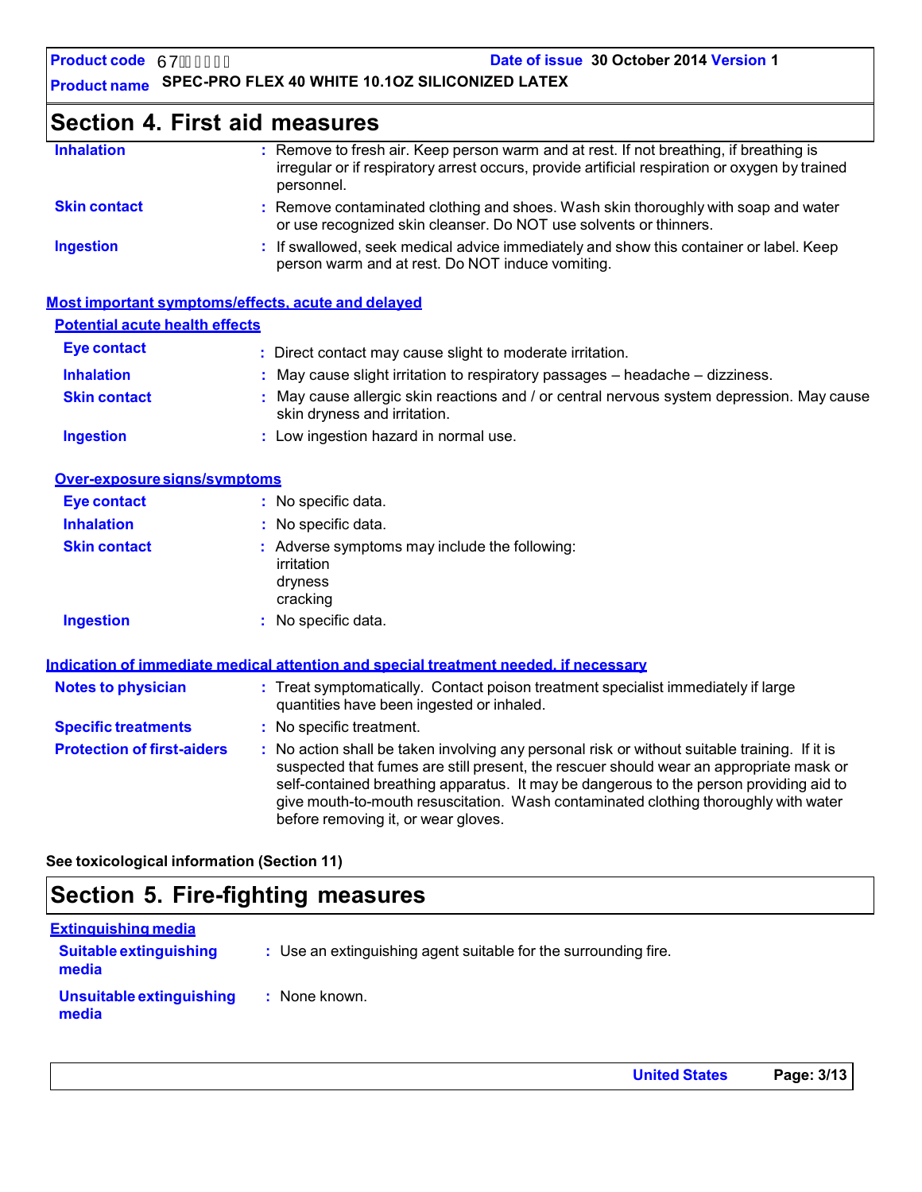# Section 4. First aid measures

**Inhalation** : Remove to fresh air. Keep person warm and at rest. If not breathing, if breathing is irregular or if respiratory arrest occurs, provide artificial respiration or oxygen by trained personnel.

**Skin contact** : Remove contaminated clothing and shoes. Wash skin thoroughly with soap and water or use recognized skin cleanser. Do NOT use solvents or thinners.

**Ingestion** : If swallowed, seek medical advice immediately and show this container or label. Keep person warm and at rest. Do NOT induce vomiting.

## Most important symptoms/effects, acute and delayed

### Potential acute health effects

**Eye contact** : Direct contact may cause slight to moderate irritation.

**Inhalation** : May cause slight irritation to respiratory passages – headache – dizziness.

**Skin contact** : May cause allergic skin reactions and / or central nervous system depression. May cause skin dryness and irritation.

**Ingestion** : Low ingestion hazard in normal use.

### Over-exposure signs/symptoms

**Eye contact** : No specific data.

**Inhalation** : No specific data.

**Skin contact** : Adverse symptoms may include the following:
irritation
dryness
cracking

**Ingestion** : No specific data.

## Indication of immediate medical attention and special treatment needed, if necessary

**Notes to physician** : Treat symptomatically. Contact poison treatment specialist immediately if large quantities have been ingested or inhaled.

**Specific treatments** : No specific treatment.

**Protection of first-aiders** : No action shall be taken involving any personal risk or without suitable training. If it is suspected that fumes are still present, the rescuer should wear an appropriate mask or self-contained breathing apparatus. It may be dangerous to the person providing aid to give mouth-to-mouth resuscitation. Wash contaminated clothing thoroughly with water before removing it, or wear gloves.

**See toxicological information (Section 11)**

# Section 5. Fire-fighting measures

## Extinguishing media

**Suitable extinguishing media** : Use an extinguishing agent suitable for the surrounding fire.

**Unsuitable extinguishing media** : None known.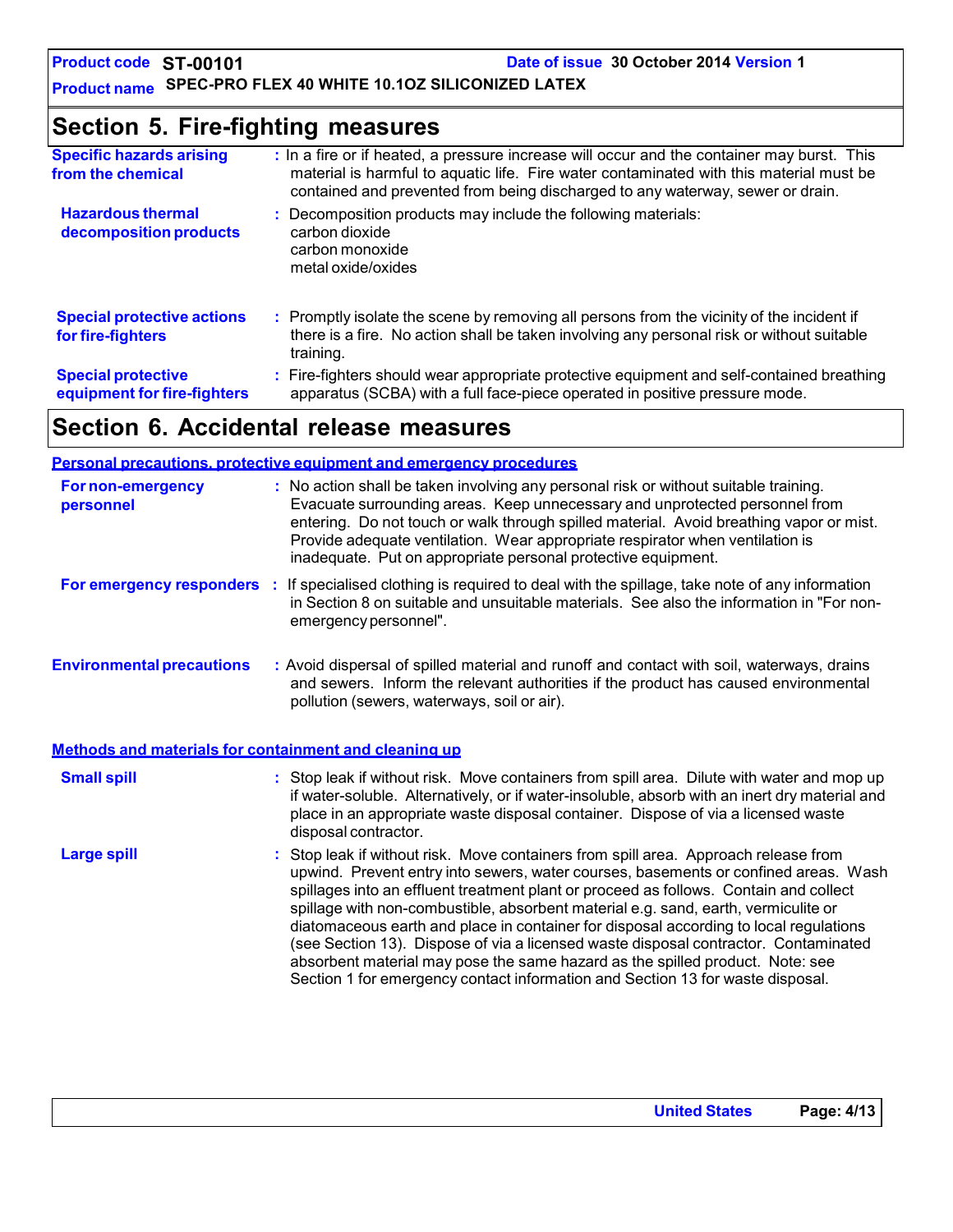## Section 5. Fire-fighting measures

| | |
|---|---|
| **Specific hazards arising from the chemical** | : In a fire or if heated, a pressure increase will occur and the container may burst. This material is harmful to aquatic life. Fire water contaminated with this material must be contained and prevented from being discharged to any waterway, sewer or drain. |
| **Hazardous thermal decomposition products** | : Decomposition products may include the following materials: carbon dioxide, carbon monoxide, metal oxide/oxides |
| **Special protective actions for fire-fighters** | : Promptly isolate the scene by removing all persons from the vicinity of the incident if there is a fire. No action shall be taken involving any personal risk or without suitable training. |
| **Special protective equipment for fire-fighters** | : Fire-fighters should wear appropriate protective equipment and self-contained breathing apparatus (SCBA) with a full face-piece operated in positive pressure mode. |

## Section 6. Accidental release measures

### Personal precautions, protective equipment and emergency procedures

| | |
|---|---|
| **For non-emergency personnel** | : No action shall be taken involving any personal risk or without suitable training. Evacuate surrounding areas. Keep unnecessary and unprotected personnel from entering. Do not touch or walk through spilled material. Avoid breathing vapor or mist. Provide adequate ventilation. Wear appropriate respirator when ventilation is inadequate. Put on appropriate personal protective equipment. |
| **For emergency responders** | : If specialised clothing is required to deal with the spillage, take note of any information in Section 8 on suitable and unsuitable materials. See also the information in "For non-emergency personnel". |

| | |
|---|---|
| **Environmental precautions** | : Avoid dispersal of spilled material and runoff and contact with soil, waterways, drains and sewers. Inform the relevant authorities if the product has caused environmental pollution (sewers, waterways, soil or air). |

### Methods and materials for containment and cleaning up

| | |
|---|---|
| **Small spill** | : Stop leak if without risk. Move containers from spill area. Dilute with water and mop up if water-soluble. Alternatively, or if water-insoluble, absorb with an inert dry material and place in an appropriate waste disposal container. Dispose of via a licensed waste disposal contractor. |
| **Large spill** | : Stop leak if without risk. Move containers from spill area. Approach release from upwind. Prevent entry into sewers, water courses, basements or confined areas. Wash spillages into an effluent treatment plant or proceed as follows. Contain and collect spillage with non-combustible, absorbent material e.g. sand, earth, vermiculite or diatomaceous earth and place in container for disposal according to local regulations (see Section 13). Dispose of via a licensed waste disposal contractor. Contaminated absorbent material may pose the same hazard as the spilled product. Note: see Section 1 for emergency contact information and Section 13 for waste disposal. |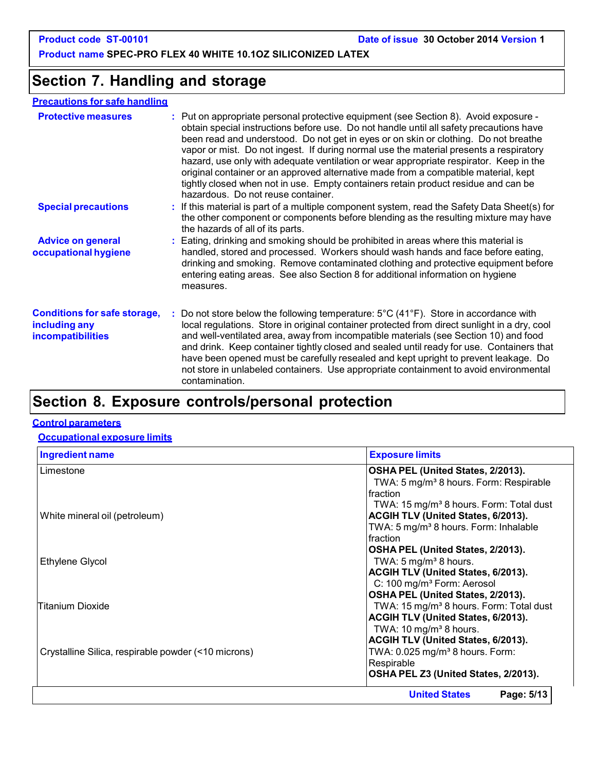## Section 7. Handling and storage

### Precautions for safe handling

**Protective measures** : Put on appropriate personal protective equipment (see Section 8). Avoid exposure - obtain special instructions before use. Do not handle until all safety precautions have been read and understood. Do not get in eyes or on skin or clothing. Do not breathe vapor or mist. Do not ingest. If during normal use the material presents a respiratory hazard, use only with adequate ventilation or wear appropriate respirator. Keep in the original container or an approved alternative made from a compatible material, kept tightly closed when not in use. Empty containers retain product residue and can be hazardous. Do not reuse container.

**Special precautions** : If this material is part of a multiple component system, read the Safety Data Sheet(s) for the other component or components before blending as the resulting mixture may have the hazards of all of its parts.

**Advice on general occupational hygiene** : Eating, drinking and smoking should be prohibited in areas where this material is handled, stored and processed. Workers should wash hands and face before eating, drinking and smoking. Remove contaminated clothing and protective equipment before entering eating areas. See also Section 8 for additional information on hygiene measures.

**Conditions for safe storage, including any incompatibilities** : Do not store below the following temperature: 5°C (41°F). Store in accordance with local regulations. Store in original container protected from direct sunlight in a dry, cool and well-ventilated area, away from incompatible materials (see Section 10) and food and drink. Keep container tightly closed and sealed until ready for use. Containers that have been opened must be carefully resealed and kept upright to prevent leakage. Do not store in unlabeled containers. Use appropriate containment to avoid environmental contamination.

## Section 8. Exposure controls/personal protection

### Control parameters

#### Occupational exposure limits

| Ingredient name | Exposure limits |
|---|---|
| Limestone | **OSHA PEL (United States, 2/2013).**<br>TWA: 5 mg/m³ 8 hours. Form: Respirable fraction<br>TWA: 15 mg/m³ 8 hours. Form: Total dust |
| White mineral oil (petroleum) | **ACGIH TLV (United States, 6/2013).**<br>TWA: 5 mg/m³ 8 hours. Form: Inhalable fraction<br>**OSHA PEL (United States, 2/2013).**<br>TWA: 5 mg/m³ 8 hours. |
| Ethylene Glycol | **ACGIH TLV (United States, 6/2013).**<br>C: 100 mg/m³ Form: Aerosol |
| Titanium Dioxide | **OSHA PEL (United States, 2/2013).**<br>TWA: 15 mg/m³ 8 hours. Form: Total dust<br>**ACGIH TLV (United States, 6/2013).**<br>TWA: 10 mg/m³ 8 hours. |
| Crystalline Silica, respirable powder (<10 microns) | **ACGIH TLV (United States, 6/2013).**<br>TWA: 0.025 mg/m³ 8 hours. Form: Respirable<br>**OSHA PEL Z3 (United States, 2/2013).** |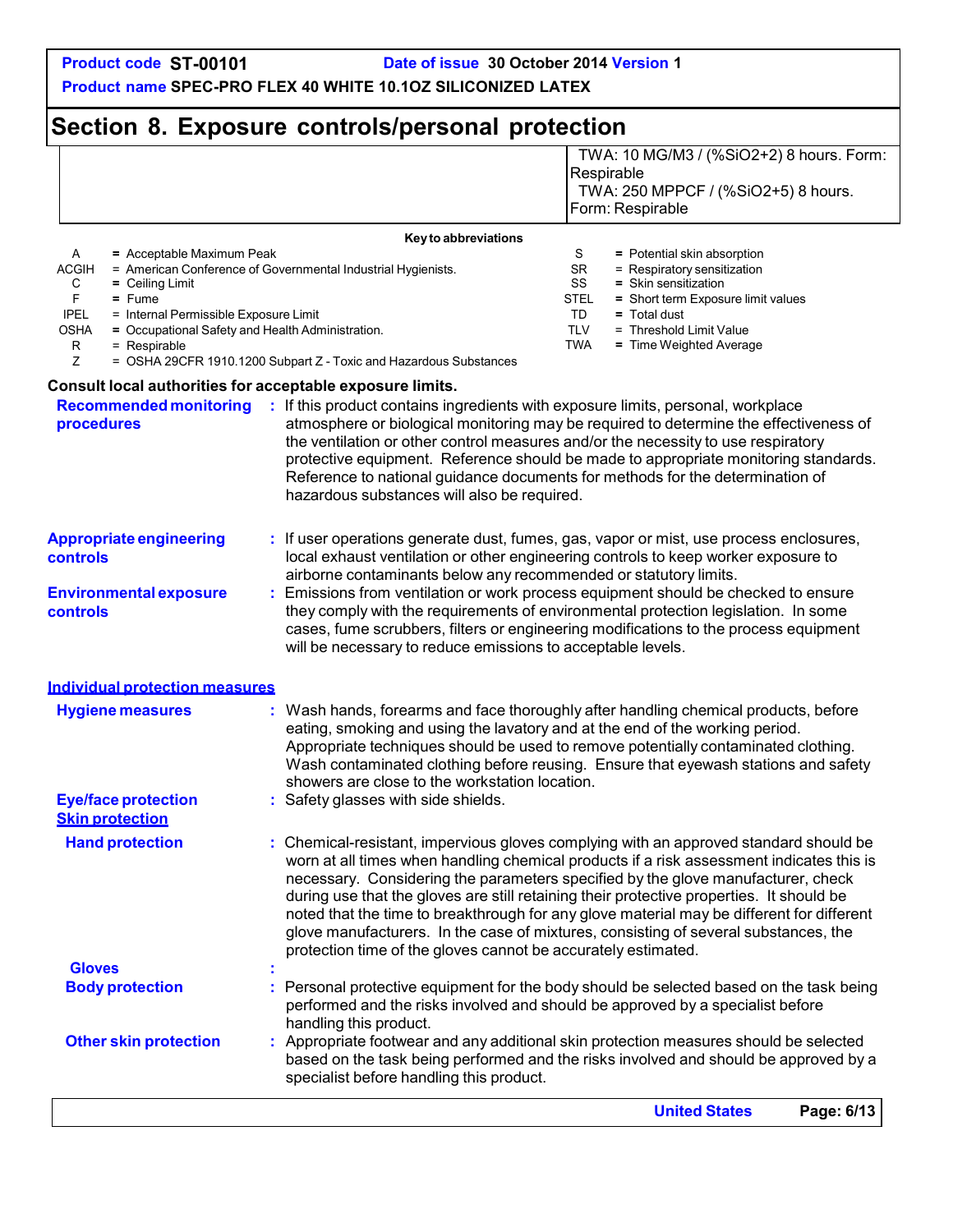## Section 8. Exposure controls/personal protection

| | |
|---|---|
| | TWA: 10 MG/M3 / ($\%SiO_2$+2) 8 hours. Form: Respirable<br>TWA: 250 MPPCF / ($\%SiO_2$+5) 8 hours. Form: Respirable |

**Key to abbreviations**

| | | | |
|---|---|---|---|
| A | = Acceptable Maximum Peak | S | = Potential skin absorption |
| ACGIH | = American Conference of Governmental Industrial Hygienists. | SR | = Respiratory sensitization |
| C | = Ceiling Limit | SS | = Skin sensitization |
| F | = Fume | STEL | = Short term Exposure limit values |
| IPEL | = Internal Permissible Exposure Limit | TD | = Total dust |
| OSHA | = Occupational Safety and Health Administration. | TLV | = Threshold Limit Value |
| R | = Respirable | TWA | = Time Weighted Average |
| Z | = OSHA 29CFR 1910.1200 Subpart Z - Toxic and Hazardous Substances | | |

**Consult local authorities for acceptable exposure limits.**

**Recommended monitoring procedures** : If this product contains ingredients with exposure limits, personal, workplace atmosphere or biological monitoring may be required to determine the effectiveness of the ventilation or other control measures and/or the necessity to use respiratory protective equipment. Reference should be made to appropriate monitoring standards. Reference to national guidance documents for methods for the determination of hazardous substances will also be required.

**Appropriate engineering controls** : If user operations generate dust, fumes, gas, vapor or mist, use process enclosures, local exhaust ventilation or other engineering controls to keep worker exposure to airborne contaminants below any recommended or statutory limits.

**Environmental exposure controls** : Emissions from ventilation or work process equipment should be checked to ensure they comply with the requirements of environmental protection legislation. In some cases, fume scrubbers, filters or engineering modifications to the process equipment will be necessary to reduce emissions to acceptable levels.

### Individual protection measures

**Hygiene measures** : Wash hands, forearms and face thoroughly after handling chemical products, before eating, smoking and using the lavatory and at the end of the working period. Appropriate techniques should be used to remove potentially contaminated clothing. Wash contaminated clothing before reusing. Ensure that eyewash stations and safety showers are close to the workstation location.

**Eye/face protection** : Safety glasses with side shields.

**Skin protection**

**Hand protection** : Chemical-resistant, impervious gloves complying with an approved standard should be worn at all times when handling chemical products if a risk assessment indicates this is necessary. Considering the parameters specified by the glove manufacturer, check during use that the gloves are still retaining their protective properties. It should be noted that the time to breakthrough for any glove material may be different for different glove manufacturers. In the case of mixtures, consisting of several substances, the protection time of the gloves cannot be accurately estimated.

**Gloves** :

**Body protection** : Personal protective equipment for the body should be selected based on the task being performed and the risks involved and should be approved by a specialist before handling this product.

**Other skin protection** : Appropriate footwear and any additional skin protection measures should be selected based on the task being performed and the risks involved and should be approved by a specialist before handling this product.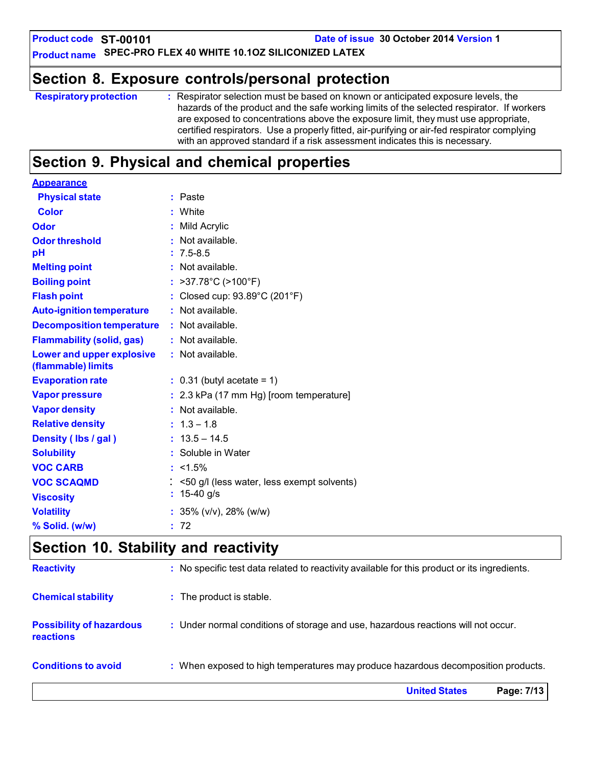## Section 8. Exposure controls/personal protection

| | |
|---|---|
| **Respiratory protection** | : Respirator selection must be based on known or anticipated exposure levels, the hazards of the product and the safe working limits of the selected respirator. If workers are exposed to concentrations above the exposure limit, they must use appropriate, certified respirators. Use a properly fitted, air-purifying or air-fed respirator complying with an approved standard if a risk assessment indicates this is necessary. |

## Section 9. Physical and chemical properties

**Appearance**

| | |
|---|---|
| **Physical state** | : Paste |
| **Color** | : White |
| **Odor** | : Mild Acrylic |
| **Odor threshold** | : Not available. |
| **pH** | : 7.5-8.5 |
| **Melting point** | : Not available. |
| **Boiling point** | : >37.78°C (>100°F) |
| **Flash point** | : Closed cup: 93.89°C (201°F) |
| **Auto-ignition temperature** | : Not available. |
| **Decomposition temperature** | : Not available. |
| **Flammability (solid, gas)** | : Not available. |
| **Lower and upper explosive (flammable) limits** | : Not available. |
| **Evaporation rate** | : 0.31 (butyl acetate = 1) |
| **Vapor pressure** | : 2.3 kPa (17 mm Hg) [room temperature] |
| **Vapor density** | : Not available. |
| **Relative density** | : 1.3 – 1.8 |
| **Density ( lbs / gal )** | : 13.5 – 14.5 |
| **Solubility** | : Soluble in Water |
| **VOC CARB** | : <1.5% |
| **VOC SCAQMD** | : <50 g/l (less water, less exempt solvents) |
| **Viscosity** | : 15-40 g/s |
| **Volatility** | : 35% (v/v), 28% (w/w) |
| **% Solid. (w/w)** | : 72 |

## Section 10. Stability and reactivity

| | |
|---|---|
| **Reactivity** | : No specific test data related to reactivity available for this product or its ingredients. |
| **Chemical stability** | : The product is stable. |
| **Possibility of hazardous reactions** | : Under normal conditions of storage and use, hazardous reactions will not occur. |
| **Conditions to avoid** | : When exposed to high temperatures may produce hazardous decomposition products. |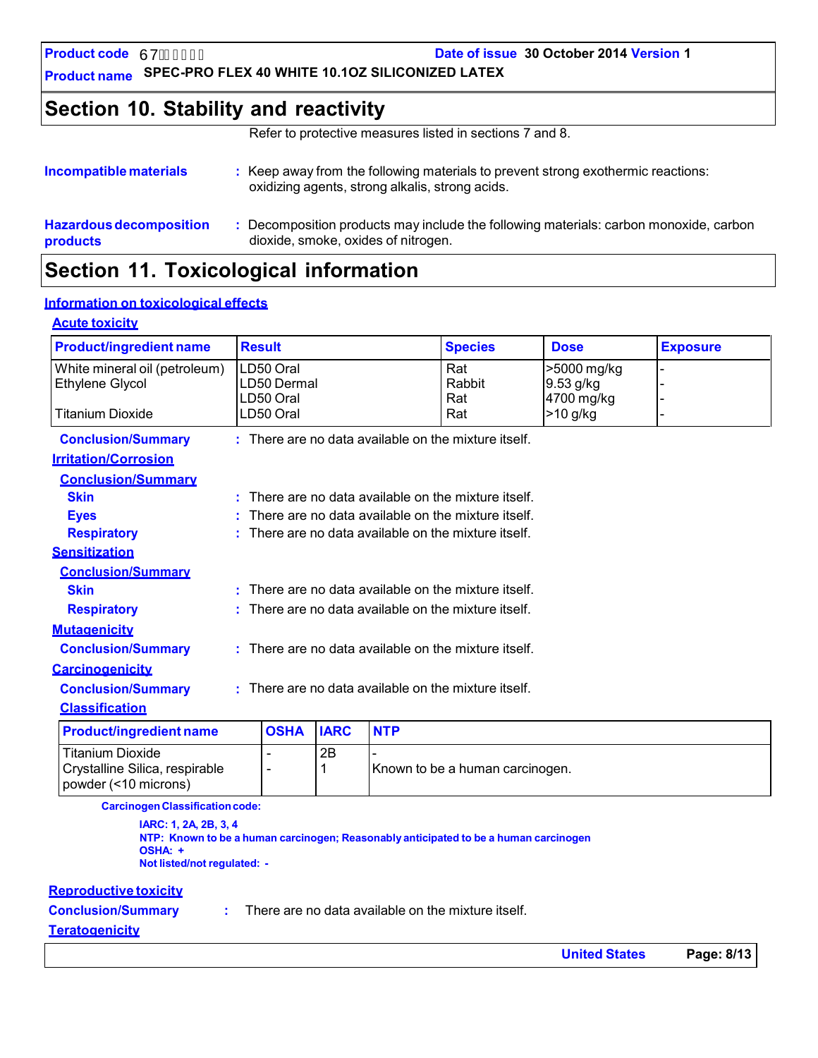# Section 10. Stability and reactivity

Refer to protective measures listed in sections 7 and 8.

**Incompatible materials** : Keep away from the following materials to prevent strong exothermic reactions: oxidizing agents, strong alkalis, strong acids.

**Hazardous decomposition products** : Decomposition products may include the following materials: carbon monoxide, carbon dioxide, smoke, oxides of nitrogen.

# Section 11. Toxicological information

## Information on toxicological effects

### Acute toxicity

| Product/ingredient name | Result | Species | Dose | Exposure |
|---|---|---|---|---|
| White mineral oil (petroleum) | LD50 Oral | Rat | >5000 mg/kg | - |
| Ethylene Glycol | LD50 Dermal | Rabbit | 9.53 g/kg | - |
| | LD50 Oral | Rat | 4700 mg/kg | - |
| Titanium Dioxide | LD50 Oral | Rat | >10 g/kg | - |

**Conclusion/Summary** : There are no data available on the mixture itself.

### Irritation/Corrosion

**Conclusion/Summary**

**Skin** : There are no data available on the mixture itself.

**Eyes** : There are no data available on the mixture itself.

**Respiratory** : There are no data available on the mixture itself.

### Sensitization

**Conclusion/Summary**

**Skin** : There are no data available on the mixture itself.

**Respiratory** : There are no data available on the mixture itself.

### Mutagenicity

**Conclusion/Summary** : There are no data available on the mixture itself.

### Carcinogenicity

**Conclusion/Summary** : There are no data available on the mixture itself.

**Classification**

| Product/ingredient name | OSHA | IARC | NTP |
|---|---|---|---|
| Titanium Dioxide | - | 2B | - |
| Crystalline Silica, respirable powder (<10 microns) | - | 1 | Known to be a human carcinogen. |

**Carcinogen Classification code:**

**IARC: 1, 2A, 2B, 3, 4**
**NTP: Known to be a human carcinogen; Reasonably anticipated to be a human carcinogen**
**OSHA: +**
**Not listed/not regulated: -**

### Reproductive toxicity

**Conclusion/Summary** : There are no data available on the mixture itself.

### Teratogenicity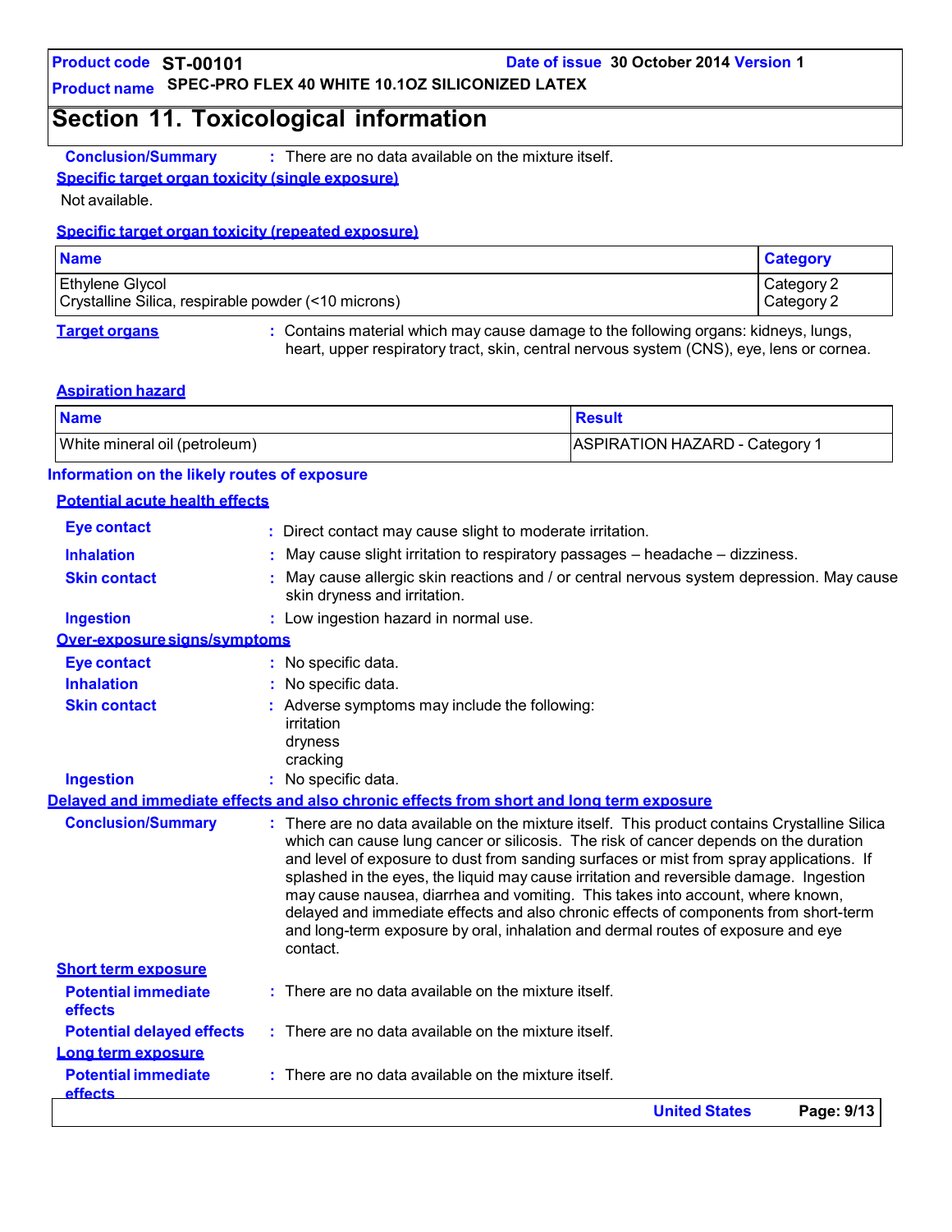# Section 11. Toxicological information

**Conclusion/Summary** : There are no data available on the mixture itself.

**Specific target organ toxicity (single exposure)**

Not available.

**Specific target organ toxicity (repeated exposure)**

| Name | Category |
|---|---|
| Ethylene Glycol | Category 2 |
| Crystalline Silica, respirable powder (<10 microns) | Category 2 |

**Target organs** : Contains material which may cause damage to the following organs: kidneys, lungs, heart, upper respiratory tract, skin, central nervous system (CNS), eye, lens or cornea.

**Aspiration hazard**

| Name | Result |
|---|---|
| White mineral oil (petroleum) | ASPIRATION HAZARD - Category 1 |

## Information on the likely routes of exposure

**Potential acute health effects**

**Eye contact** : Direct contact may cause slight to moderate irritation.

**Inhalation** : May cause slight irritation to respiratory passages – headache – dizziness.

**Skin contact** : May cause allergic skin reactions and / or central nervous system depression. May cause skin dryness and irritation.

**Ingestion** : Low ingestion hazard in normal use.

**Over-exposure signs/symptoms**

**Eye contact** : No specific data.

**Inhalation** : No specific data.

**Skin contact** : Adverse symptoms may include the following:
irritation
dryness
cracking

**Ingestion** : No specific data.

**Delayed and immediate effects and also chronic effects from short and long term exposure**

**Conclusion/Summary** : There are no data available on the mixture itself. This product contains Crystalline Silica which can cause lung cancer or silicosis. The risk of cancer depends on the duration and level of exposure to dust from sanding surfaces or mist from spray applications. If splashed in the eyes, the liquid may cause irritation and reversible damage. Ingestion may cause nausea, diarrhea and vomiting. This takes into account, where known, delayed and immediate effects and also chronic effects of components from short-term and long-term exposure by oral, inhalation and dermal routes of exposure and eye contact.

**Short term exposure**

**Potential immediate effects** : There are no data available on the mixture itself.

**Potential delayed effects** : There are no data available on the mixture itself.

**Long term exposure**

**Potential immediate effects** : There are no data available on the mixture itself.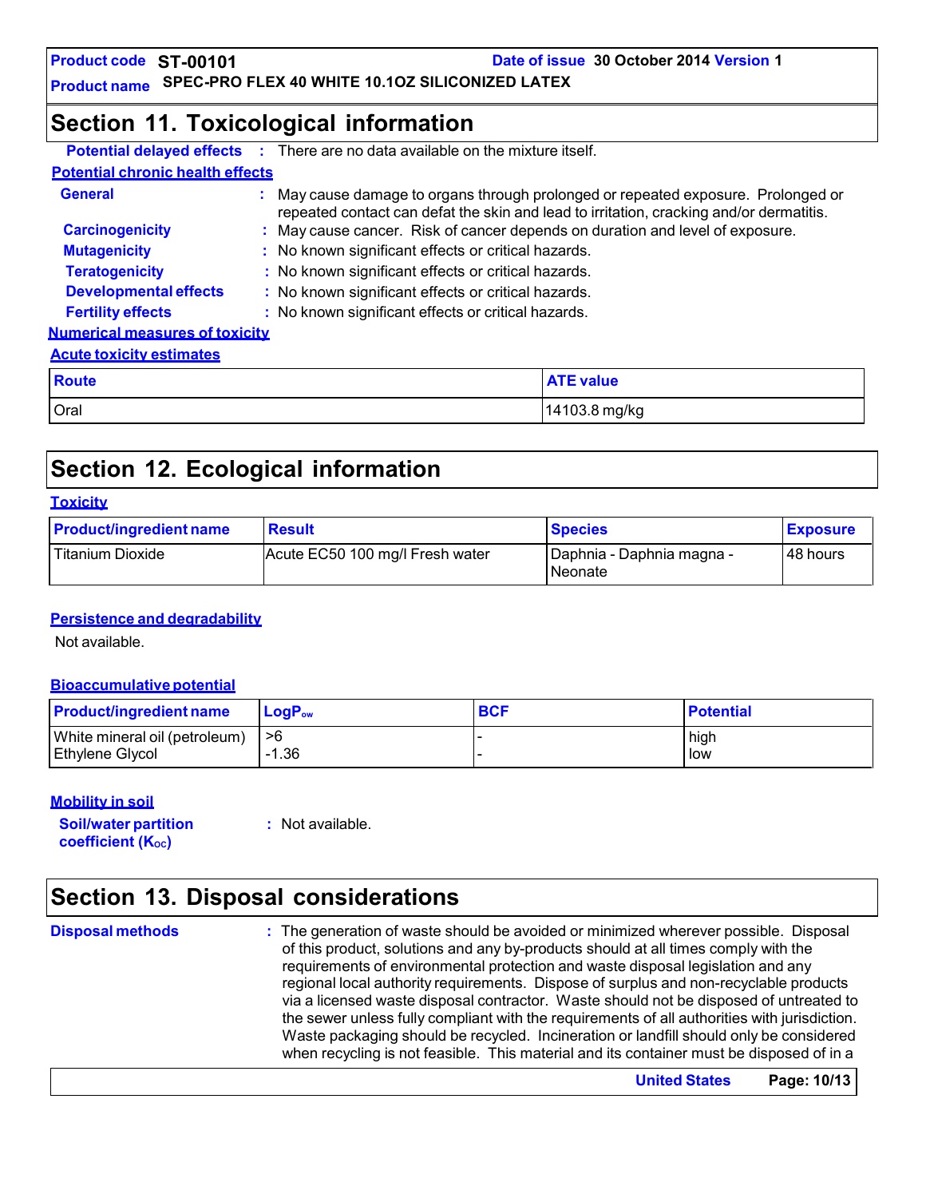## Section 11. Toxicological information

**Potential delayed effects** : There are no data available on the mixture itself.

**Potential chronic health effects**

**General** : May cause damage to organs through prolonged or repeated exposure. Prolonged or repeated contact can defat the skin and lead to irritation, cracking and/or dermatitis.

**Carcinogenicity** : May cause cancer. Risk of cancer depends on duration and level of exposure.

**Mutagenicity** : No known significant effects or critical hazards.

**Teratogenicity** : No known significant effects or critical hazards.

**Developmental effects** : No known significant effects or critical hazards.

**Fertility effects** : No known significant effects or critical hazards.

**Numerical measures of toxicity**

**Acute toxicity estimates**

| Route | ATE value |
|---|---|
| Oral | 14103.8 mg/kg |

## Section 12. Ecological information

**Toxicity**

| Product/ingredient name | Result | Species | Exposure |
|---|---|---|---|
| Titanium Dioxide | Acute EC50 100 mg/l Fresh water | Daphnia - Daphnia magna - Neonate | 48 hours |

**Persistence and degradability**

Not available.

**Bioaccumulative potential**

| Product/ingredient name | $LogP_{ow}$ | BCF | Potential |
|---|---|---|---|
| White mineral oil (petroleum) | >6 | - | high |
| Ethylene Glycol | -1.36 | - | low |

**Mobility in soil**

**Soil/water partition coefficient ($K_{OC}$)** : Not available.

## Section 13. Disposal considerations

**Disposal methods** : The generation of waste should be avoided or minimized wherever possible. Disposal of this product, solutions and any by-products should at all times comply with the requirements of environmental protection and waste disposal legislation and any regional local authority requirements. Dispose of surplus and non-recyclable products via a licensed waste disposal contractor. Waste should not be disposed of untreated to the sewer unless fully compliant with the requirements of all authorities with jurisdiction. Waste packaging should be recycled. Incineration or landfill should only be considered when recycling is not feasible. This material and its container must be disposed of in a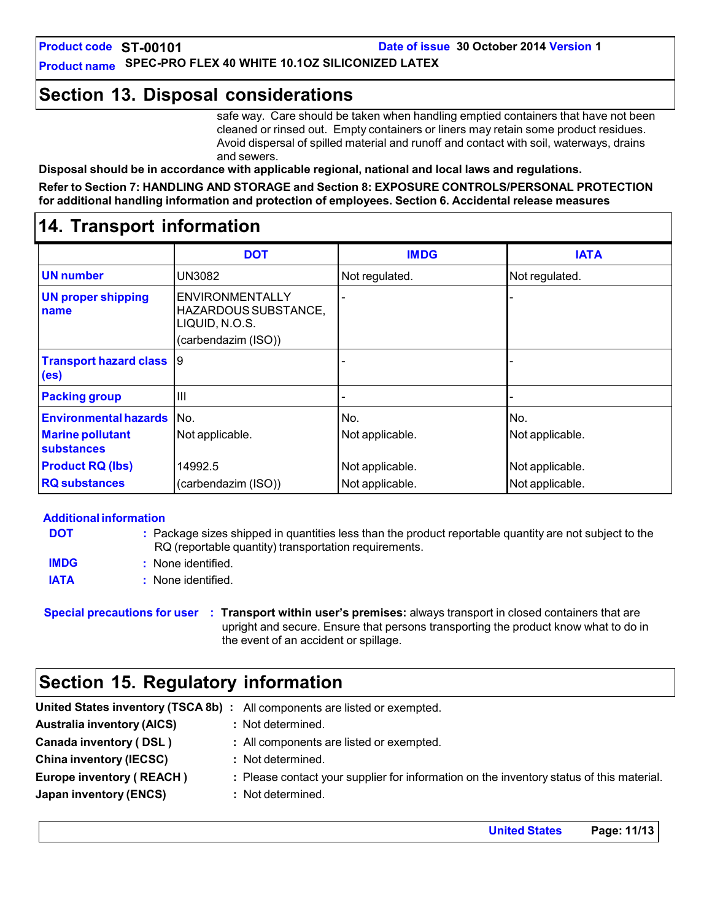## Section 13. Disposal considerations

safe way. Care should be taken when handling emptied containers that have not been cleaned or rinsed out. Empty containers or liners may retain some product residues. Avoid dispersal of spilled material and runoff and contact with soil, waterways, drains and sewers.

**Disposal should be in accordance with applicable regional, national and local laws and regulations.**

**Refer to Section 7: HANDLING AND STORAGE and Section 8: EXPOSURE CONTROLS/PERSONAL PROTECTION for additional handling information and protection of employees. Section 6. Accidental release measures**

## 14. Transport information

| | DOT | IMDG | IATA |
|---|---|---|---|
| UN number | UN3082 | Not regulated. | Not regulated. |
| UN proper shipping name | ENVIRONMENTALLY HAZARDOUS SUBSTANCE, LIQUID, N.O.S. (carbendazim (ISO)) | - | - |
| Transport hazard class (es) | 9 | - | - |
| Packing group | III | - | - |
| Environmental hazards | No. | No. | No. |
| Marine pollutant substances | Not applicable. | Not applicable. | Not applicable. |
| Product RQ (lbs) | 14992.5 | Not applicable. | Not applicable. |
| RQ substances | (carbendazim (ISO)) | Not applicable. | Not applicable. |

**Additional information**

**DOT** : Package sizes shipped in quantities less than the product reportable quantity are not subject to the RQ (reportable quantity) transportation requirements.

**IMDG** : None identified.

**IATA** : None identified.

**Special precautions for user** : **Transport within user's premises:** always transport in closed containers that are upright and secure. Ensure that persons transporting the product know what to do in the event of an accident or spillage.

## Section 15. Regulatory information

**United States inventory (TSCA 8b)** : All components are listed or exempted.

**Australia inventory (AICS)** : Not determined.

**Canada inventory ( DSL )** : All components are listed or exempted.

**China inventory (IECSC)** : Not determined.

**Europe inventory ( REACH )** : Please contact your supplier for information on the inventory status of this material.

**Japan inventory (ENCS)** : Not determined.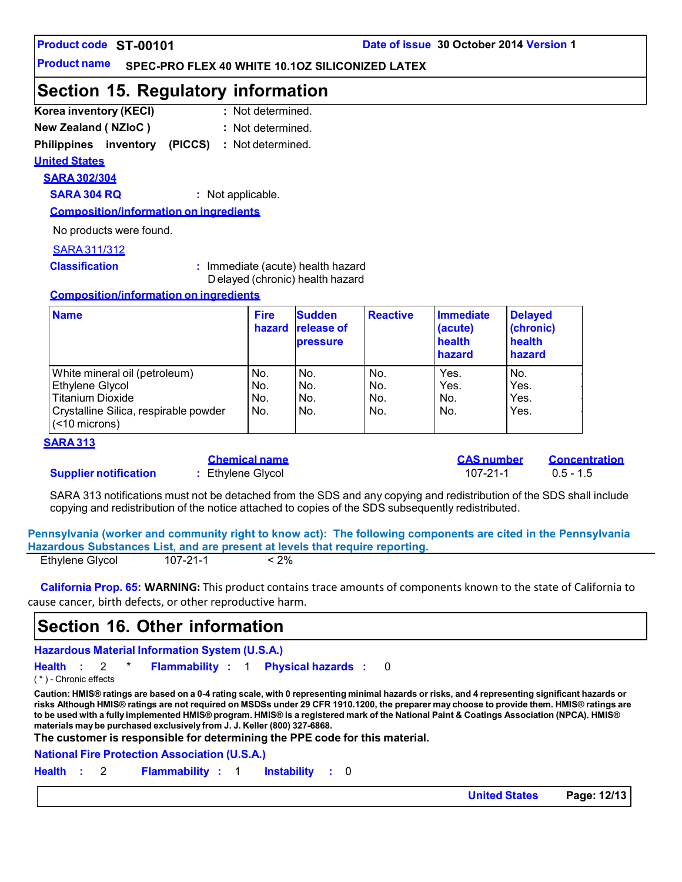**Product code** ST-00101 **Date of issue** 30 October 2014 **Version** 1

**Product name** SPEC-PRO FLEX 40 WHITE 10.1OZ SILICONIZED LATEX

## Section 15. Regulatory information

**Korea inventory (KECI)** : Not determined.

**New Zealand ( NZIoC )** : Not determined.

**Philippines inventory (PICCS)** : Not determined.

### United States

#### SARA 302/304

**SARA 304 RQ** : Not applicable.

**Composition/information on ingredients**

No products were found.

#### SARA 311/312

**Classification** : Immediate (acute) health hazard
Delayed (chronic) health hazard

**Composition/information on ingredients**

| Name | Fire hazard | Sudden release of pressure | Reactive | Immediate (acute) health hazard | Delayed (chronic) health hazard |
|---|---|---|---|---|---|
| White mineral oil (petroleum) | No. | No. | No. | Yes. | No. |
| Ethylene Glycol | No. | No. | No. | Yes. | Yes. |
| Titanium Dioxide | No. | No. | No. | No. | Yes. |
| Crystalline Silica, respirable powder (<10 microns) | No. | No. | No. | No. | Yes. |

#### SARA 313

| | Chemical name | CAS number | Concentration |
|---|---|---|---|
| **Supplier notification** | : Ethylene Glycol | 107-21-1 | 0.5 - 1.5 |

SARA 313 notifications must not be detached from the SDS and any copying and redistribution of the SDS shall include copying and redistribution of the notice attached to copies of the SDS subsequently redistributed.

**Pennsylvania (worker and community right to know act): The following components are cited in the Pennsylvania Hazardous Substances List, and are present at levels that require reporting.**

| Ethylene Glycol | 107-21-1 | < 2% |
|---|---|---|

**California Prop. 65: WARNING:** This product contains trace amounts of components known to the state of California to cause cancer, birth defects, or other reproductive harm.

## Section 16. Other information

**Hazardous Material Information System (U.S.A.)**

**Health** : 2 * **Flammability** : 1 **Physical hazards** : 0

( * ) - Chronic effects

**Caution: HMIS® ratings are based on a 0-4 rating scale, with 0 representing minimal hazards or risks, and 4 representing significant hazards or risks Although HMIS® ratings are not required on MSDSs under 29 CFR 1910.1200, the preparer may choose to provide them. HMIS® ratings are to be used with a fully implemented HMIS® program. HMIS® is a registered mark of the National Paint & Coatings Association (NPCA). HMIS® materials may be purchased exclusively from J. J. Keller (800) 327-6868.**

**The customer is responsible for determining the PPE code for this material.**

**National Fire Protection Association (U.S.A.)**

**Health** : 2 **Flammability** : 1 **Instability** : 0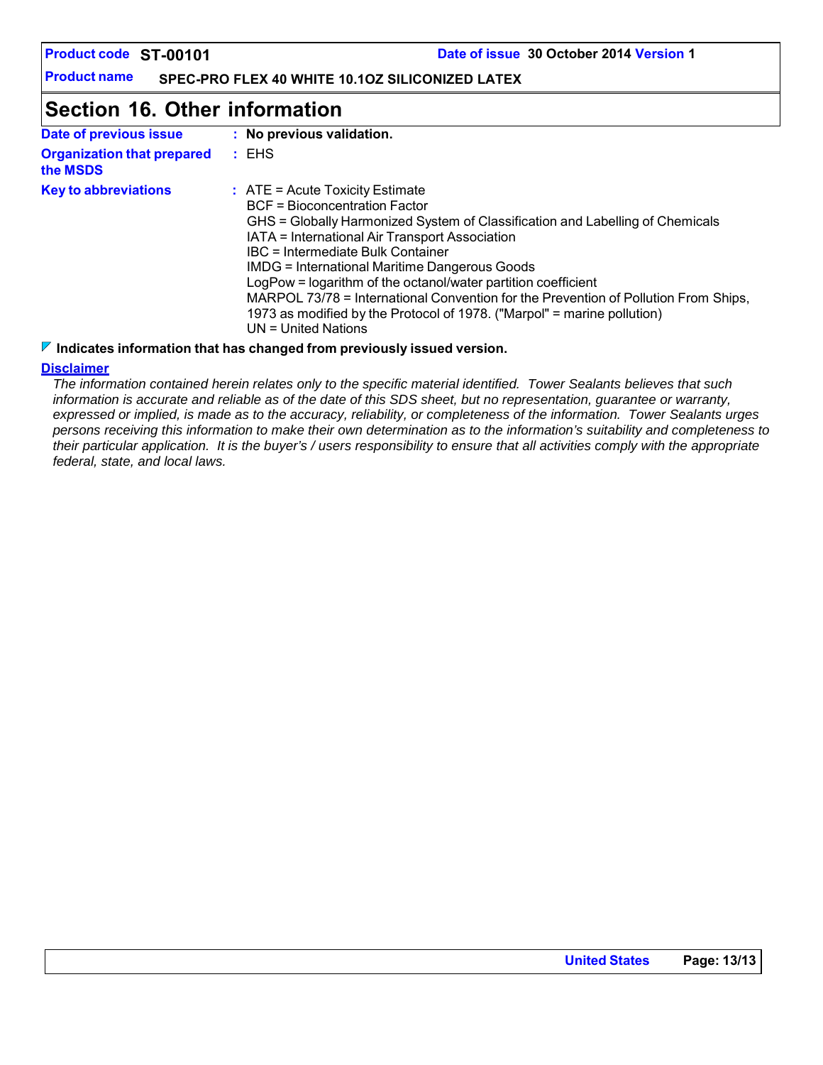## Section 16. Other information

**Date of previous issue** : **No previous validation.**

**Organization that prepared the MSDS** : EHS

**Key to abbreviations** :
ATE = Acute Toxicity Estimate
BCF = Bioconcentration Factor
GHS = Globally Harmonized System of Classification and Labelling of Chemicals
IATA = International Air Transport Association
IBC = Intermediate Bulk Container
IMDG = International Maritime Dangerous Goods
LogPow = logarithm of the octanol/water partition coefficient
MARPOL 73/78 = International Convention for the Prevention of Pollution From Ships, 1973 as modified by the Protocol of 1978. ("Marpol" = marine pollution)
UN = United Nations

**Indicates information that has changed from previously issued version.**

**Disclaimer**

*The information contained herein relates only to the specific material identified. Tower Sealants believes that such information is accurate and reliable as of the date of this SDS sheet, but no representation, guarantee or warranty, expressed or implied, is made as to the accuracy, reliability, or completeness of the information. Tower Sealants urges persons receiving this information to make their own determination as to the information's suitability and completeness to their particular application. It is the buyer's / users responsibility to ensure that all activities comply with the appropriate federal, state, and local laws.*